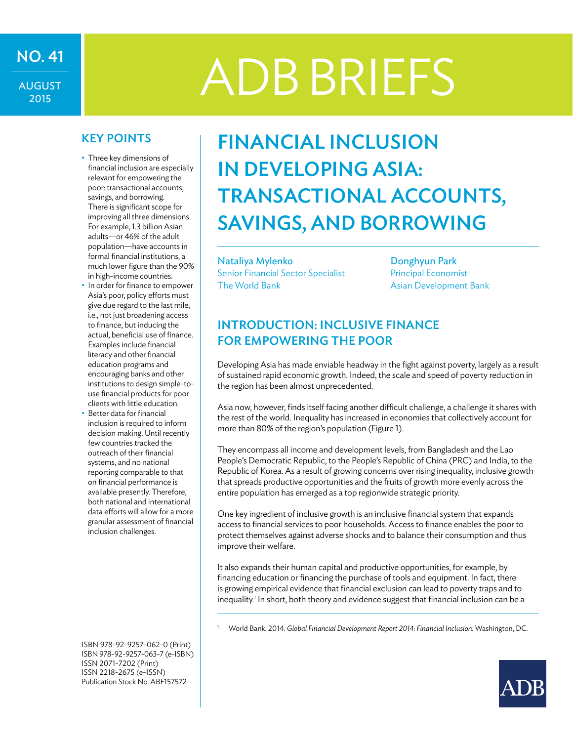NO. 41

AUGUST 2015

# ADB BRIEFS

## KEY POINTS

- Three key dimensions of financial inclusion are especially relevant for empowering the poor: transactional accounts, savings, and borrowing. There is significant scope for improving all three dimensions. For example, 1.3 billion Asian adults—or 46% of the adult population—have accounts in formal financial institutions, a much lower figure than the 90% in high-income countries.
- In order for finance to empower Asia's poor, policy efforts must give due regard to the last mile, i.e., not just broadening access to finance, but inducing the actual, beneficial use of finance. Examples include financial literacy and other financial education programs and encouraging banks and other institutions to design simple-to-use financial products for poor clients with little education.
- Better data for financial inclusion is required to inform decision making. Until recently few countries tracked the outreach of their financial systems, and no national reporting comparable to that on financial performance is available presently. Therefore, both national and international data efforts will allow for a more granular assessment of financial inclusion challenges.

ISBN 978-92-9257-062-0 (Print)
ISBN 978-92-9257-063-7 (e-ISBN)
ISSN 2071-7202 (Print)
ISSN 2218-2675 (e-ISSN)
Publication Stock No. ABF157572

# FINANCIAL INCLUSION IN DEVELOPING ASIA: TRANSACTIONAL ACCOUNTS, SAVINGS, AND BORROWING

**Nataliya Mylenko**
Senior Financial Sector Specialist
The World Bank

**Donghyun Park**
Principal Economist
Asian Development Bank

## INTRODUCTION: INCLUSIVE FINANCE FOR EMPOWERING THE POOR

Developing Asia has made enviable headway in the fight against poverty, largely as a result of sustained rapid economic growth. Indeed, the scale and speed of poverty reduction in the region has been almost unprecedented.

Asia now, however, finds itself facing another difficult challenge, a challenge it shares with the rest of the world. Inequality has increased in economies that collectively account for more than 80% of the region's population (Figure 1).

They encompass all income and development levels, from Bangladesh and the Lao People's Democratic Republic, to the People's Republic of China (PRC) and India, to the Republic of Korea. As a result of growing concerns over rising inequality, inclusive growth that spreads productive opportunities and the fruits of growth more evenly across the entire population has emerged as a top regionwide strategic priority.

One key ingredient of inclusive growth is an inclusive financial system that expands access to financial services to poor households. Access to finance enables the poor to protect themselves against adverse shocks and to balance their consumption and thus improve their welfare.

It also expands their human capital and productive opportunities, for example, by financing education or financing the purchase of tools and equipment. In fact, there is growing empirical evidence that financial exclusion can lead to poverty traps and to inequality.[1] In short, both theory and evidence suggest that financial inclusion can be a

[1] World Bank. 2014. *Global Financial Development Report 2014: Financial Inclusion.* Washington, DC.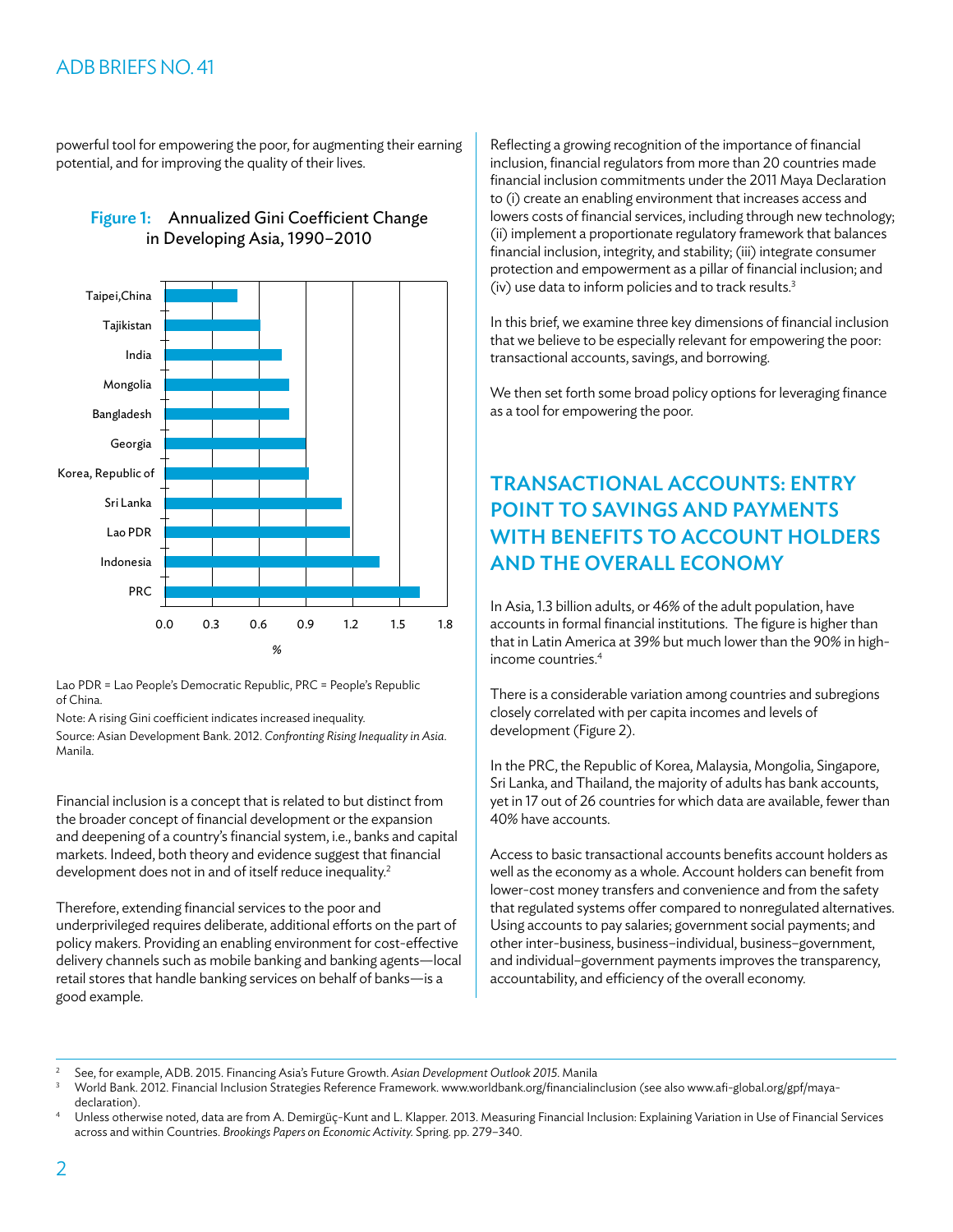powerful tool for empowering the poor, for augmenting their earning potential, and for improving the quality of their lives.

**Figure 1: Annualized Gini Coefficient Change in Developing Asia, 1990–2010**

Lao PDR = Lao People's Democratic Republic, PRC = People's Republic of China.

Note: A rising Gini coefficient indicates increased inequality.

Source: Asian Development Bank. 2012. *Confronting Rising Inequality in Asia*. Manila.

Financial inclusion is a concept that is related to but distinct from the broader concept of financial development or the expansion and deepening of a country's financial system, i.e., banks and capital markets. Indeed, both theory and evidence suggest that financial development does not in and of itself reduce inequality.[2]

Therefore, extending financial services to the poor and underprivileged requires deliberate, additional efforts on the part of policy makers. Providing an enabling environment for cost-effective delivery channels such as mobile banking and banking agents—local retail stores that handle banking services on behalf of banks—is a good example.

Reflecting a growing recognition of the importance of financial inclusion, financial regulators from more than 20 countries made financial inclusion commitments under the 2011 Maya Declaration to (i) create an enabling environment that increases access and lowers costs of financial services, including through new technology; (ii) implement a proportionate regulatory framework that balances financial inclusion, integrity, and stability; (iii) integrate consumer protection and empowerment as a pillar of financial inclusion; and (iv) use data to inform policies and to track results.[3]

In this brief, we examine three key dimensions of financial inclusion that we believe to be especially relevant for empowering the poor: transactional accounts, savings, and borrowing.

We then set forth some broad policy options for leveraging finance as a tool for empowering the poor.

## TRANSACTIONAL ACCOUNTS: ENTRY POINT TO SAVINGS AND PAYMENTS WITH BENEFITS TO ACCOUNT HOLDERS AND THE OVERALL ECONOMY

In Asia, 1.3 billion adults, or 46% of the adult population, have accounts in formal financial institutions. The figure is higher than that in Latin America at 39% but much lower than the 90% in high-income countries.[4]

There is a considerable variation among countries and subregions closely correlated with per capita incomes and levels of development (Figure 2).

In the PRC, the Republic of Korea, Malaysia, Mongolia, Singapore, Sri Lanka, and Thailand, the majority of adults has bank accounts, yet in 17 out of 26 countries for which data are available, fewer than 40% have accounts.

Access to basic transactional accounts benefits account holders as well as the economy as a whole. Account holders can benefit from lower-cost money transfers and convenience and from the safety that regulated systems offer compared to nonregulated alternatives. Using accounts to pay salaries; government social payments; and other inter-business, business–individual, business–government, and individual–government payments improves the transparency, accountability, and efficiency of the overall economy.

---

[2] See, for example, ADB. 2015. Financing Asia's Future Growth. *Asian Development Outlook 2015*. Manila

[3] World Bank. 2012. Financial Inclusion Strategies Reference Framework. www.worldbank.org/financialinclusion (see also www.afi-global.org/gpf/maya-declaration).

[4] Unless otherwise noted, data are from A. Demirgüç-Kunt and L. Klapper. 2013. Measuring Financial Inclusion: Explaining Variation in Use of Financial Services across and within Countries. *Brookings Papers on Economic Activity*. Spring. pp. 279–340.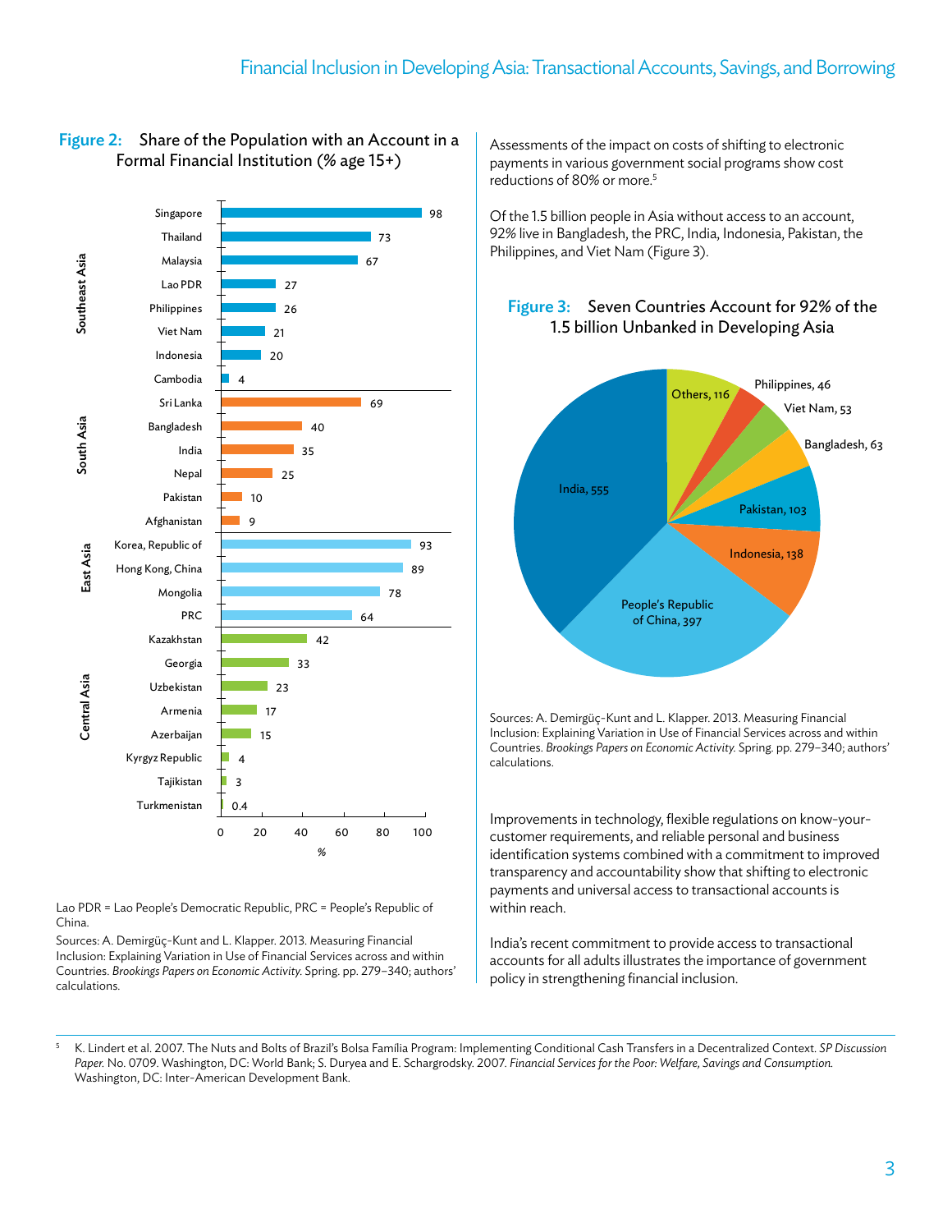**Figure 2: Share of the Population with an Account in a Formal Financial Institution (% age 15+)**

| Region | Country | % |
|---|---|---|
| Southeast Asia | Singapore | 98 |
| | Thailand | 73 |
| | Malaysia | 67 |
| | Lao PDR | 27 |
| | Philippines | 26 |
| | Viet Nam | 21 |
| | Indonesia | 20 |
| | Cambodia | 4 |
| South Asia | Sri Lanka | 69 |
| | Bangladesh | 40 |
| | India | 35 |
| | Nepal | 25 |
| | Pakistan | 10 |
| | Afghanistan | 9 |
| East Asia | Korea, Republic of | 93 |
| | Hong Kong, China | 89 |
| | Mongolia | 78 |
| | PRC | 64 |
| Central Asia | Kazakhstan | 42 |
| | Georgia | 33 |
| | Uzbekistan | 23 |
| | Armenia | 17 |
| | Azerbaijan | 15 |
| | Kyrgyz Republic | 4 |
| | Tajikistan | 3 |
| | Turkmenistan | 0.4 |

Lao PDR = Lao People's Democratic Republic, PRC = People's Republic of China.

Sources: A. Demirgüç-Kunt and L. Klapper. 2013. Measuring Financial Inclusion: Explaining Variation in Use of Financial Services across and within Countries. *Brookings Papers on Economic Activity.* Spring. pp. 279–340; authors' calculations.

Assessments of the impact on costs of shifting to electronic payments in various government social programs show cost reductions of 80% or more.[5]

Of the 1.5 billion people in Asia without access to an account, 92% live in Bangladesh, the PRC, India, Indonesia, Pakistan, the Philippines, and Viet Nam (Figure 3).

**Figure 3: Seven Countries Account for 92% of the 1.5 billion Unbanked in Developing Asia**

| Country | Unbanked (million) |
|---|---|
| India | 555 |
| People's Republic of China | 397 |
| Indonesia | 138 |
| Pakistan | 103 |
| Bangladesh | 63 |
| Viet Nam | 53 |
| Philippines | 46 |
| Others | 116 |

Sources: A. Demirgüç-Kunt and L. Klapper. 2013. Measuring Financial Inclusion: Explaining Variation in Use of Financial Services across and within Countries. *Brookings Papers on Economic Activity.* Spring. pp. 279–340; authors' calculations.

Improvements in technology, flexible regulations on know-your-customer requirements, and reliable personal and business identification systems combined with a commitment to improved transparency and accountability show that shifting to electronic payments and universal access to transactional accounts is within reach.

India's recent commitment to provide access to transactional accounts for all adults illustrates the importance of government policy in strengthening financial inclusion.

---

[5] K. Lindert et al. 2007. The Nuts and Bolts of Brazil's Bolsa Família Program: Implementing Conditional Cash Transfers in a Decentralized Context. *SP Discussion Paper.* No. 0709. Washington, DC: World Bank; S. Duryea and E. Schargrodsky. 2007. *Financial Services for the Poor: Welfare, Savings and Consumption.* Washington, DC: Inter-American Development Bank.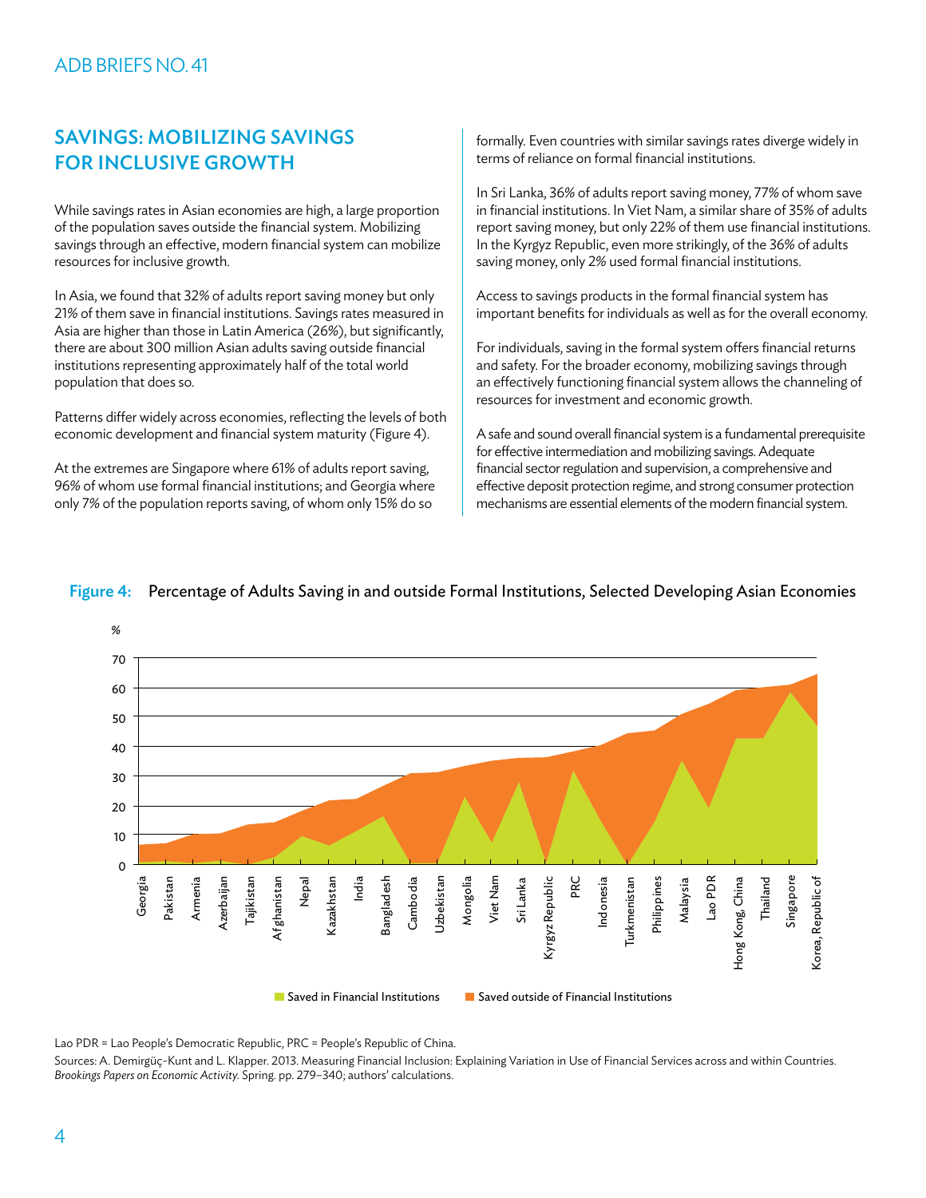## SAVINGS: MOBILIZING SAVINGS FOR INCLUSIVE GROWTH

While savings rates in Asian economies are high, a large proportion of the population saves outside the financial system. Mobilizing savings through an effective, modern financial system can mobilize resources for inclusive growth.

In Asia, we found that 32% of adults report saving money but only 21% of them save in financial institutions. Savings rates measured in Asia are higher than those in Latin America (26%), but significantly, there are about 300 million Asian adults saving outside financial institutions representing approximately half of the total world population that does so.

Patterns differ widely across economies, reflecting the levels of both economic development and financial system maturity (Figure 4).

At the extremes are Singapore where 61% of adults report saving, 96% of whom use formal financial institutions; and Georgia where only 7% of the population reports saving, of whom only 15% do so formally. Even countries with similar savings rates diverge widely in terms of reliance on formal financial institutions.

In Sri Lanka, 36% of adults report saving money, 77% of whom save in financial institutions. In Viet Nam, a similar share of 35% of adults report saving money, but only 22% of them use financial institutions. In the Kyrgyz Republic, even more strikingly, of the 36% of adults saving money, only 2% used formal financial institutions.

Access to savings products in the formal financial system has important benefits for individuals as well as for the overall economy.

For individuals, saving in the formal system offers financial returns and safety. For the broader economy, mobilizing savings through an effectively functioning financial system allows the channeling of resources for investment and economic growth.

A safe and sound overall financial system is a fundamental prerequisite for effective intermediation and mobilizing savings. Adequate financial sector regulation and supervision, a comprehensive and effective deposit protection regime, and strong consumer protection mechanisms are essential elements of the modern financial system.

**Figure 4:** Percentage of Adults Saving in and outside Formal Institutions, Selected Developing Asian Economies

Lao PDR = Lao People's Democratic Republic, PRC = People's Republic of China.

Sources: A. Demirgüç-Kunt and L. Klapper. 2013. Measuring Financial Inclusion: Explaining Variation in Use of Financial Services across and within Countries. *Brookings Papers on Economic Activity*. Spring. pp. 279–340; authors' calculations.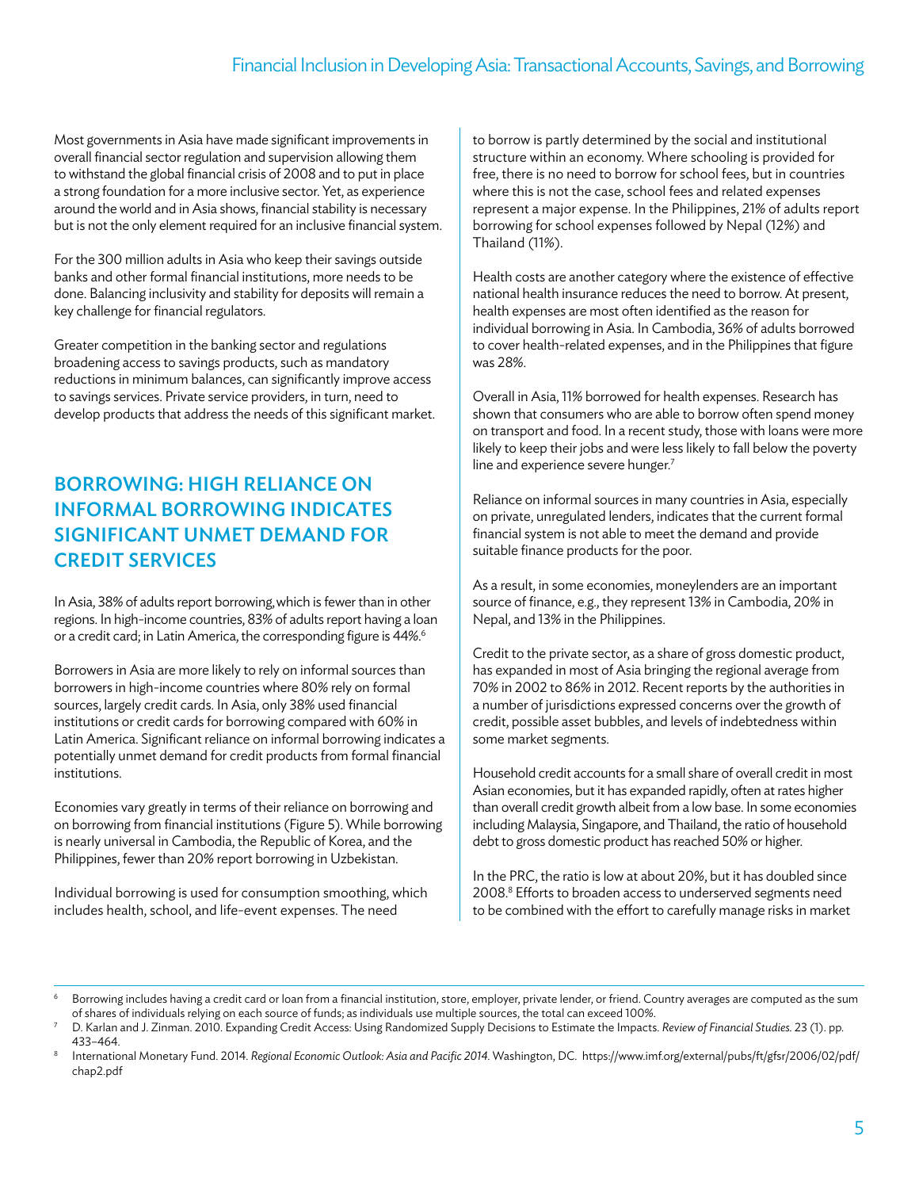Most governments in Asia have made significant improvements in overall financial sector regulation and supervision allowing them to withstand the global financial crisis of 2008 and to put in place a strong foundation for a more inclusive sector. Yet, as experience around the world and in Asia shows, financial stability is necessary but is not the only element required for an inclusive financial system.

For the 300 million adults in Asia who keep their savings outside banks and other formal financial institutions, more needs to be done. Balancing inclusivity and stability for deposits will remain a key challenge for financial regulators.

Greater competition in the banking sector and regulations broadening access to savings products, such as mandatory reductions in minimum balances, can significantly improve access to savings services. Private service providers, in turn, need to develop products that address the needs of this significant market.

## BORROWING: HIGH RELIANCE ON INFORMAL BORROWING INDICATES SIGNIFICANT UNMET DEMAND FOR CREDIT SERVICES

In Asia, 38% of adults report borrowing, which is fewer than in other regions. In high-income countries, 83% of adults report having a loan or a credit card; in Latin America, the corresponding figure is 44%.[6]

Borrowers in Asia are more likely to rely on informal sources than borrowers in high-income countries where 80% rely on formal sources, largely credit cards. In Asia, only 38% used financial institutions or credit cards for borrowing compared with 60% in Latin America. Significant reliance on informal borrowing indicates a potentially unmet demand for credit products from formal financial institutions.

Economies vary greatly in terms of their reliance on borrowing and on borrowing from financial institutions (Figure 5). While borrowing is nearly universal in Cambodia, the Republic of Korea, and the Philippines, fewer than 20% report borrowing in Uzbekistan.

Individual borrowing is used for consumption smoothing, which includes health, school, and life-event expenses. The need to borrow is partly determined by the social and institutional structure within an economy. Where schooling is provided for free, there is no need to borrow for school fees, but in countries where this is not the case, school fees and related expenses represent a major expense. In the Philippines, 21% of adults report borrowing for school expenses followed by Nepal (12%) and Thailand (11%).

Health costs are another category where the existence of effective national health insurance reduces the need to borrow. At present, health expenses are most often identified as the reason for individual borrowing in Asia. In Cambodia, 36% of adults borrowed to cover health-related expenses, and in the Philippines that figure was 28%.

Overall in Asia, 11% borrowed for health expenses. Research has shown that consumers who are able to borrow often spend money on transport and food. In a recent study, those with loans were more likely to keep their jobs and were less likely to fall below the poverty line and experience severe hunger.[7]

Reliance on informal sources in many countries in Asia, especially on private, unregulated lenders, indicates that the current formal financial system is not able to meet the demand and provide suitable finance products for the poor.

As a result, in some economies, moneylenders are an important source of finance, e.g., they represent 13% in Cambodia, 20% in Nepal, and 13% in the Philippines.

Credit to the private sector, as a share of gross domestic product, has expanded in most of Asia bringing the regional average from 70% in 2002 to 86% in 2012. Recent reports by the authorities in a number of jurisdictions expressed concerns over the growth of credit, possible asset bubbles, and levels of indebtedness within some market segments.

Household credit accounts for a small share of overall credit in most Asian economies, but it has expanded rapidly, often at rates higher than overall credit growth albeit from a low base. In some economies including Malaysia, Singapore, and Thailand, the ratio of household debt to gross domestic product has reached 50% or higher.

In the PRC, the ratio is low at about 20%, but it has doubled since 2008.[8] Efforts to broaden access to underserved segments need to be combined with the effort to carefully manage risks in market

---

[6] Borrowing includes having a credit card or loan from a financial institution, store, employer, private lender, or friend. Country averages are computed as the sum of shares of individuals relying on each source of funds; as individuals use multiple sources, the total can exceed 100%.

[7] D. Karlan and J. Zinman. 2010. Expanding Credit Access: Using Randomized Supply Decisions to Estimate the Impacts. *Review of Financial Studies.* 23 (1). pp. 433–464.

[8] International Monetary Fund. 2014. *Regional Economic Outlook: Asia and Pacific 2014.* Washington, DC. https://www.imf.org/external/pubs/ft/gfsr/2006/02/pdf/chap2.pdf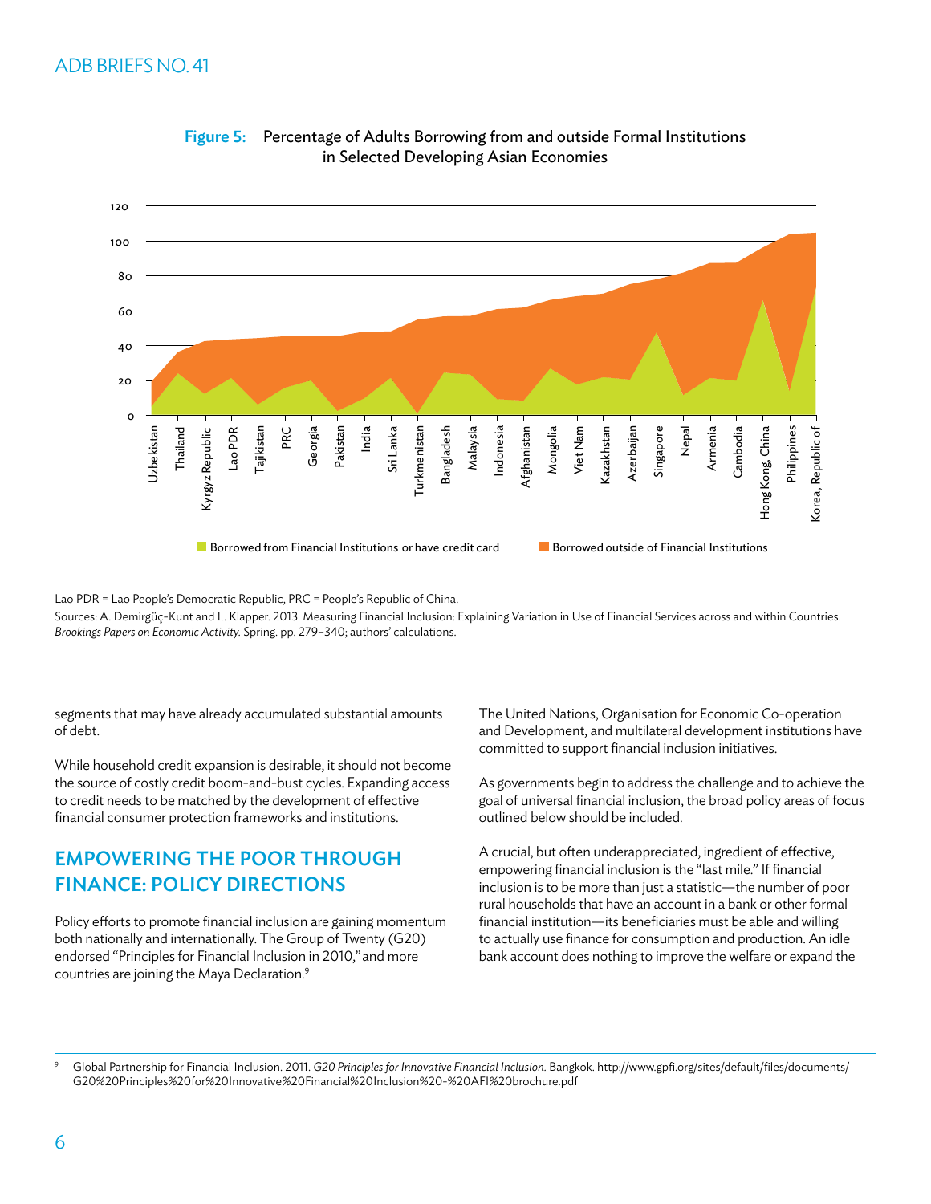**Figure 5: Percentage of Adults Borrowing from and outside Formal Institutions in Selected Developing Asian Economies**

Lao PDR = Lao People's Democratic Republic, PRC = People's Republic of China.

Sources: A. Demirgüç-Kunt and L. Klapper. 2013. Measuring Financial Inclusion: Explaining Variation in Use of Financial Services across and within Countries. *Brookings Papers on Economic Activity*. Spring. pp. 279–340; authors' calculations.

segments that may have already accumulated substantial amounts of debt.

While household credit expansion is desirable, it should not become the source of costly credit boom-and-bust cycles. Expanding access to credit needs to be matched by the development of effective financial consumer protection frameworks and institutions.

## EMPOWERING THE POOR THROUGH FINANCE: POLICY DIRECTIONS

Policy efforts to promote financial inclusion are gaining momentum both nationally and internationally. The Group of Twenty (G20) endorsed "Principles for Financial Inclusion in 2010," and more countries are joining the Maya Declaration.[9]

The United Nations, Organisation for Economic Co-operation and Development, and multilateral development institutions have committed to support financial inclusion initiatives.

As governments begin to address the challenge and to achieve the goal of universal financial inclusion, the broad policy areas of focus outlined below should be included.

A crucial, but often underappreciated, ingredient of effective, empowering financial inclusion is the "last mile." If financial inclusion is to be more than just a statistic—the number of poor rural households that have an account in a bank or other formal financial institution—its beneficiaries must be able and willing to actually use finance for consumption and production. An idle bank account does nothing to improve the welfare or expand the

[9] Global Partnership for Financial Inclusion. 2011. *G20 Principles for Innovative Financial Inclusion*. Bangkok. http://www.gpfi.org/sites/default/files/documents/G20%20Principles%20for%20Innovative%20Financial%20Inclusion%20-%20AFI%20brochure.pdf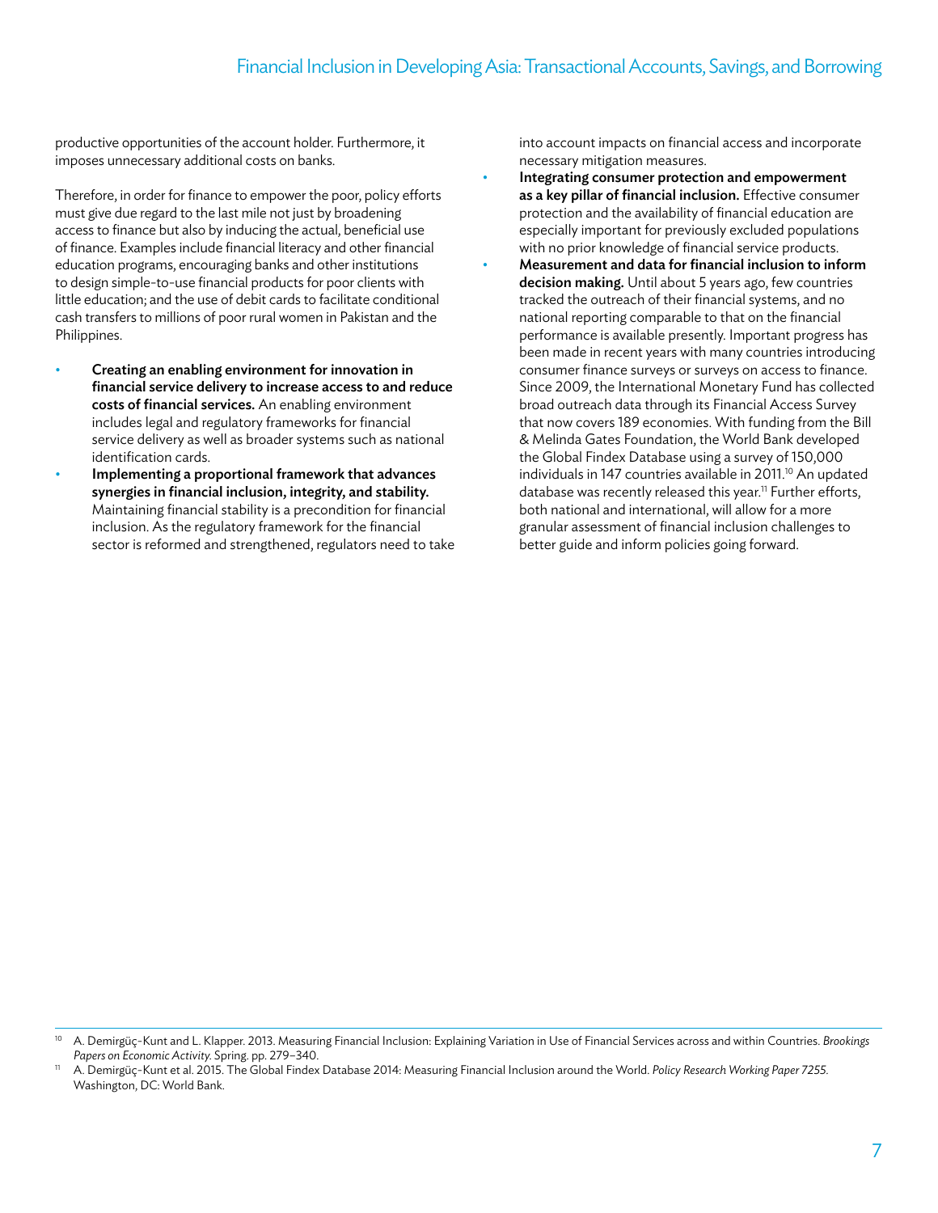productive opportunities of the account holder. Furthermore, it imposes unnecessary additional costs on banks.

Therefore, in order for finance to empower the poor, policy efforts must give due regard to the last mile not just by broadening access to finance but also by inducing the actual, beneficial use of finance. Examples include financial literacy and other financial education programs, encouraging banks and other institutions to design simple-to-use financial products for poor clients with little education; and the use of debit cards to facilitate conditional cash transfers to millions of poor rural women in Pakistan and the Philippines.

- **Creating an enabling environment for innovation in financial service delivery to increase access to and reduce costs of financial services.** An enabling environment includes legal and regulatory frameworks for financial service delivery as well as broader systems such as national identification cards.
- **Implementing a proportional framework that advances synergies in financial inclusion, integrity, and stability.** Maintaining financial stability is a precondition for financial inclusion. As the regulatory framework for the financial sector is reformed and strengthened, regulators need to take into account impacts on financial access and incorporate necessary mitigation measures.
- **Integrating consumer protection and empowerment as a key pillar of financial inclusion.** Effective consumer protection and the availability of financial education are especially important for previously excluded populations with no prior knowledge of financial service products.
- **Measurement and data for financial inclusion to inform decision making.** Until about 5 years ago, few countries tracked the outreach of their financial systems, and no national reporting comparable to that on the financial performance is available presently. Important progress has been made in recent years with many countries introducing consumer finance surveys or surveys on access to finance. Since 2009, the International Monetary Fund has collected broad outreach data through its Financial Access Survey that now covers 189 economies. With funding from the Bill & Melinda Gates Foundation, the World Bank developed the Global Findex Database using a survey of 150,000 individuals in 147 countries available in 2011.[10] An updated database was recently released this year.[11] Further efforts, both national and international, will allow for a more granular assessment of financial inclusion challenges to better guide and inform policies going forward.

---

[10] A. Demirgüç-Kunt and L. Klapper. 2013. Measuring Financial Inclusion: Explaining Variation in Use of Financial Services across and within Countries. *Brookings Papers on Economic Activity.* Spring. pp. 279–340.

[11] A. Demirgüç-Kunt et al. 2015. The Global Findex Database 2014: Measuring Financial Inclusion around the World. *Policy Research Working Paper 7255.* Washington, DC: World Bank.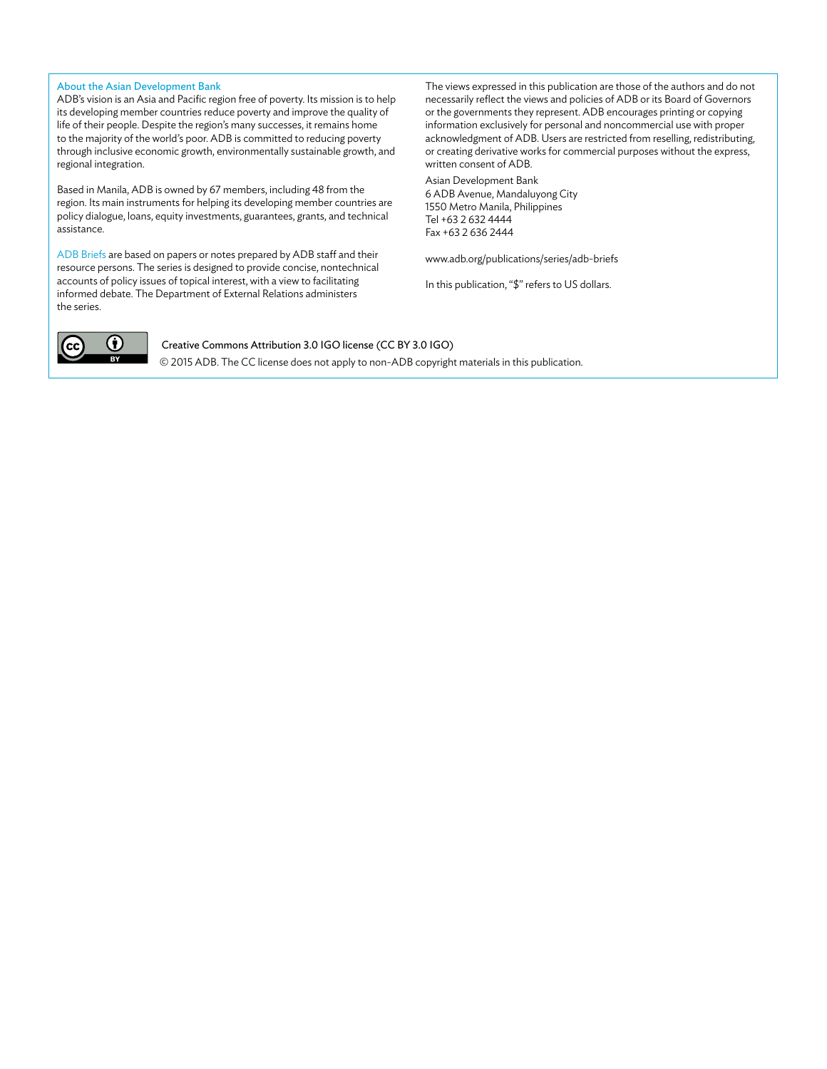### About the Asian Development Bank

ADB's vision is an Asia and Pacific region free of poverty. Its mission is to help its developing member countries reduce poverty and improve the quality of life of their people. Despite the region's many successes, it remains home to the majority of the world's poor. ADB is committed to reducing poverty through inclusive economic growth, environmentally sustainable growth, and regional integration.

Based in Manila, ADB is owned by 67 members, including 48 from the region. Its main instruments for helping its developing member countries are policy dialogue, loans, equity investments, guarantees, grants, and technical assistance.

ADB Briefs are based on papers or notes prepared by ADB staff and their resource persons. The series is designed to provide concise, nontechnical accounts of policy issues of topical interest, with a view to facilitating informed debate. The Department of External Relations administers the series.

The views expressed in this publication are those of the authors and do not necessarily reflect the views and policies of ADB or its Board of Governors or the governments they represent. ADB encourages printing or copying information exclusively for personal and noncommercial use with proper acknowledgment of ADB. Users are restricted from reselling, redistributing, or creating derivative works for commercial purposes without the express, written consent of ADB.

Asian Development Bank
6 ADB Avenue, Mandaluyong City
1550 Metro Manila, Philippines
Tel +63 2 632 4444
Fax +63 2 636 2444

www.adb.org/publications/series/adb-briefs

In this publication, "$" refers to US dollars.

Creative Commons Attribution 3.0 IGO license (CC BY 3.0 IGO)

© 2015 ADB. The CC license does not apply to non-ADB copyright materials in this publication.